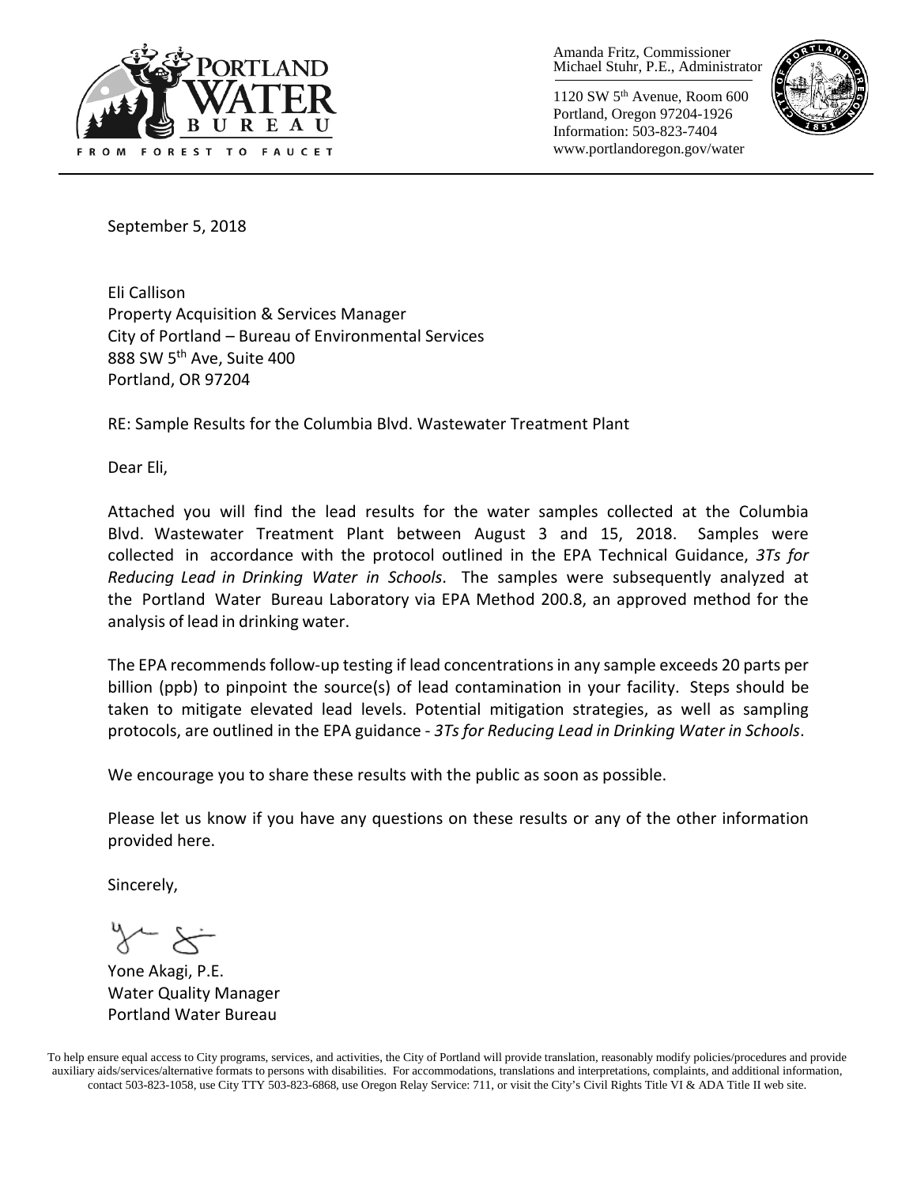PORTLAND WATER BUREAU

FROM FOREST TO FAUCET

Amanda Fritz, Commissioner
Michael Stuhr, P.E., Administrator

1120 SW 5th Avenue, Room 600
Portland, Oregon 97204-1926
Information: 503-823-7404
www.portlandoregon.gov/water

September 5, 2018

Eli Callison
Property Acquisition & Services Manager
City of Portland – Bureau of Environmental Services
888 SW 5th Ave, Suite 400
Portland, OR 97204

RE: Sample Results for the Columbia Blvd. Wastewater Treatment Plant

Dear Eli,

Attached you will find the lead results for the water samples collected at the Columbia Blvd. Wastewater Treatment Plant between August 3 and 15, 2018. Samples were collected in accordance with the protocol outlined in the EPA Technical Guidance, *3Ts for Reducing Lead in Drinking Water in Schools*. The samples were subsequently analyzed at the Portland Water Bureau Laboratory via EPA Method 200.8, an approved method for the analysis of lead in drinking water.

The EPA recommends follow-up testing if lead concentrations in any sample exceeds 20 parts per billion (ppb) to pinpoint the source(s) of lead contamination in your facility. Steps should be taken to mitigate elevated lead levels. Potential mitigation strategies, as well as sampling protocols, are outlined in the EPA guidance - *3Ts for Reducing Lead in Drinking Water in Schools*.

We encourage you to share these results with the public as soon as possible.

Please let us know if you have any questions on these results or any of the other information provided here.

Sincerely,

Yone Akagi, P.E.
Water Quality Manager
Portland Water Bureau

To help ensure equal access to City programs, services, and activities, the City of Portland will provide translation, reasonably modify policies/procedures and provide auxiliary aids/services/alternative formats to persons with disabilities. For accommodations, translations and interpretations, complaints, and additional information, contact 503-823-1058, use City TTY 503-823-6868, use Oregon Relay Service: 711, or visit the City's Civil Rights Title VI & ADA Title II web site.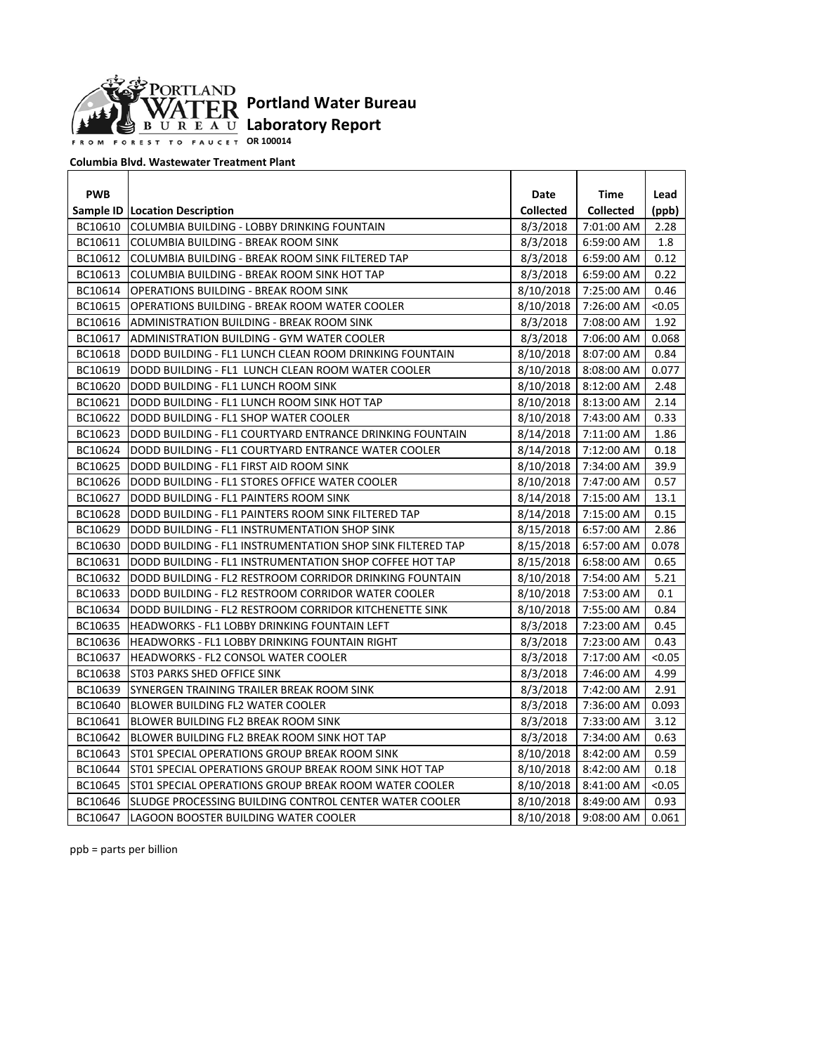**Portland Water Bureau**
**Laboratory Report**

PORTLAND WATER BUREAU
FROM FOREST TO FAUCET **OR 100014**

**Columbia Blvd. Wastewater Treatment Plant**

| PWB Sample ID | Location Description | Date Collected | Time Collected | Lead (ppb) |
|---|---|---|---|---|
| BC10610 | COLUMBIA BUILDING - LOBBY DRINKING FOUNTAIN | 8/3/2018 | 7:01:00 AM | 2.28 |
| BC10611 | COLUMBIA BUILDING - BREAK ROOM SINK | 8/3/2018 | 6:59:00 AM | 1.8 |
| BC10612 | COLUMBIA BUILDING - BREAK ROOM SINK FILTERED TAP | 8/3/2018 | 6:59:00 AM | 0.12 |
| BC10613 | COLUMBIA BUILDING - BREAK ROOM SINK HOT TAP | 8/3/2018 | 6:59:00 AM | 0.22 |
| BC10614 | OPERATIONS BUILDING - BREAK ROOM SINK | 8/10/2018 | 7:25:00 AM | 0.46 |
| BC10615 | OPERATIONS BUILDING - BREAK ROOM WATER COOLER | 8/10/2018 | 7:26:00 AM | <0.05 |
| BC10616 | ADMINISTRATION BUILDING - BREAK ROOM SINK | 8/3/2018 | 7:08:00 AM | 1.92 |
| BC10617 | ADMINISTRATION BUILDING - GYM WATER COOLER | 8/3/2018 | 7:06:00 AM | 0.068 |
| BC10618 | DODD BUILDING - FL1 LUNCH CLEAN ROOM DRINKING FOUNTAIN | 8/10/2018 | 8:07:00 AM | 0.84 |
| BC10619 | DODD BUILDING - FL1 LUNCH CLEAN ROOM WATER COOLER | 8/10/2018 | 8:08:00 AM | 0.077 |
| BC10620 | DODD BUILDING - FL1 LUNCH ROOM SINK | 8/10/2018 | 8:12:00 AM | 2.48 |
| BC10621 | DODD BUILDING - FL1 LUNCH ROOM SINK HOT TAP | 8/10/2018 | 8:13:00 AM | 2.14 |
| BC10622 | DODD BUILDING - FL1 SHOP WATER COOLER | 8/10/2018 | 7:43:00 AM | 0.33 |
| BC10623 | DODD BUILDING - FL1 COURTYARD ENTRANCE DRINKING FOUNTAIN | 8/14/2018 | 7:11:00 AM | 1.86 |
| BC10624 | DODD BUILDING - FL1 COURTYARD ENTRANCE WATER COOLER | 8/14/2018 | 7:12:00 AM | 0.18 |
| BC10625 | DODD BUILDING - FL1 FIRST AID ROOM SINK | 8/10/2018 | 7:34:00 AM | 39.9 |
| BC10626 | DODD BUILDING - FL1 STORES OFFICE WATER COOLER | 8/10/2018 | 7:47:00 AM | 0.57 |
| BC10627 | DODD BUILDING - FL1 PAINTERS ROOM SINK | 8/14/2018 | 7:15:00 AM | 13.1 |
| BC10628 | DODD BUILDING - FL1 PAINTERS ROOM SINK FILTERED TAP | 8/14/2018 | 7:15:00 AM | 0.15 |
| BC10629 | DODD BUILDING - FL1 INSTRUMENTATION SHOP SINK | 8/15/2018 | 6:57:00 AM | 2.86 |
| BC10630 | DODD BUILDING - FL1 INSTRUMENTATION SHOP SINK FILTERED TAP | 8/15/2018 | 6:57:00 AM | 0.078 |
| BC10631 | DODD BUILDING - FL1 INSTRUMENTATION SHOP COFFEE HOT TAP | 8/15/2018 | 6:58:00 AM | 0.65 |
| BC10632 | DODD BUILDING - FL2 RESTROOM CORRIDOR DRINKING FOUNTAIN | 8/10/2018 | 7:54:00 AM | 5.21 |
| BC10633 | DODD BUILDING - FL2 RESTROOM CORRIDOR WATER COOLER | 8/10/2018 | 7:53:00 AM | 0.1 |
| BC10634 | DODD BUILDING - FL2 RESTROOM CORRIDOR KITCHENETTE SINK | 8/10/2018 | 7:55:00 AM | 0.84 |
| BC10635 | HEADWORKS - FL1 LOBBY DRINKING FOUNTAIN LEFT | 8/3/2018 | 7:23:00 AM | 0.45 |
| BC10636 | HEADWORKS - FL1 LOBBY DRINKING FOUNTAIN RIGHT | 8/3/2018 | 7:23:00 AM | 0.43 |
| BC10637 | HEADWORKS - FL2 CONSOL WATER COOLER | 8/3/2018 | 7:17:00 AM | <0.05 |
| BC10638 | ST03 PARKS SHED OFFICE SINK | 8/3/2018 | 7:46:00 AM | 4.99 |
| BC10639 | SYNERGEN TRAINING TRAILER BREAK ROOM SINK | 8/3/2018 | 7:42:00 AM | 2.91 |
| BC10640 | BLOWER BUILDING FL2 WATER COOLER | 8/3/2018 | 7:36:00 AM | 0.093 |
| BC10641 | BLOWER BUILDING FL2 BREAK ROOM SINK | 8/3/2018 | 7:33:00 AM | 3.12 |
| BC10642 | BLOWER BUILDING FL2 BREAK ROOM SINK HOT TAP | 8/3/2018 | 7:34:00 AM | 0.63 |
| BC10643 | ST01 SPECIAL OPERATIONS GROUP BREAK ROOM SINK | 8/10/2018 | 8:42:00 AM | 0.59 |
| BC10644 | ST01 SPECIAL OPERATIONS GROUP BREAK ROOM SINK HOT TAP | 8/10/2018 | 8:42:00 AM | 0.18 |
| BC10645 | ST01 SPECIAL OPERATIONS GROUP BREAK ROOM WATER COOLER | 8/10/2018 | 8:41:00 AM | <0.05 |
| BC10646 | SLUDGE PROCESSING BUILDING CONTROL CENTER WATER COOLER | 8/10/2018 | 8:49:00 AM | 0.93 |
| BC10647 | LAGOON BOOSTER BUILDING WATER COOLER | 8/10/2018 | 9:08:00 AM | 0.061 |

ppb = parts per billion